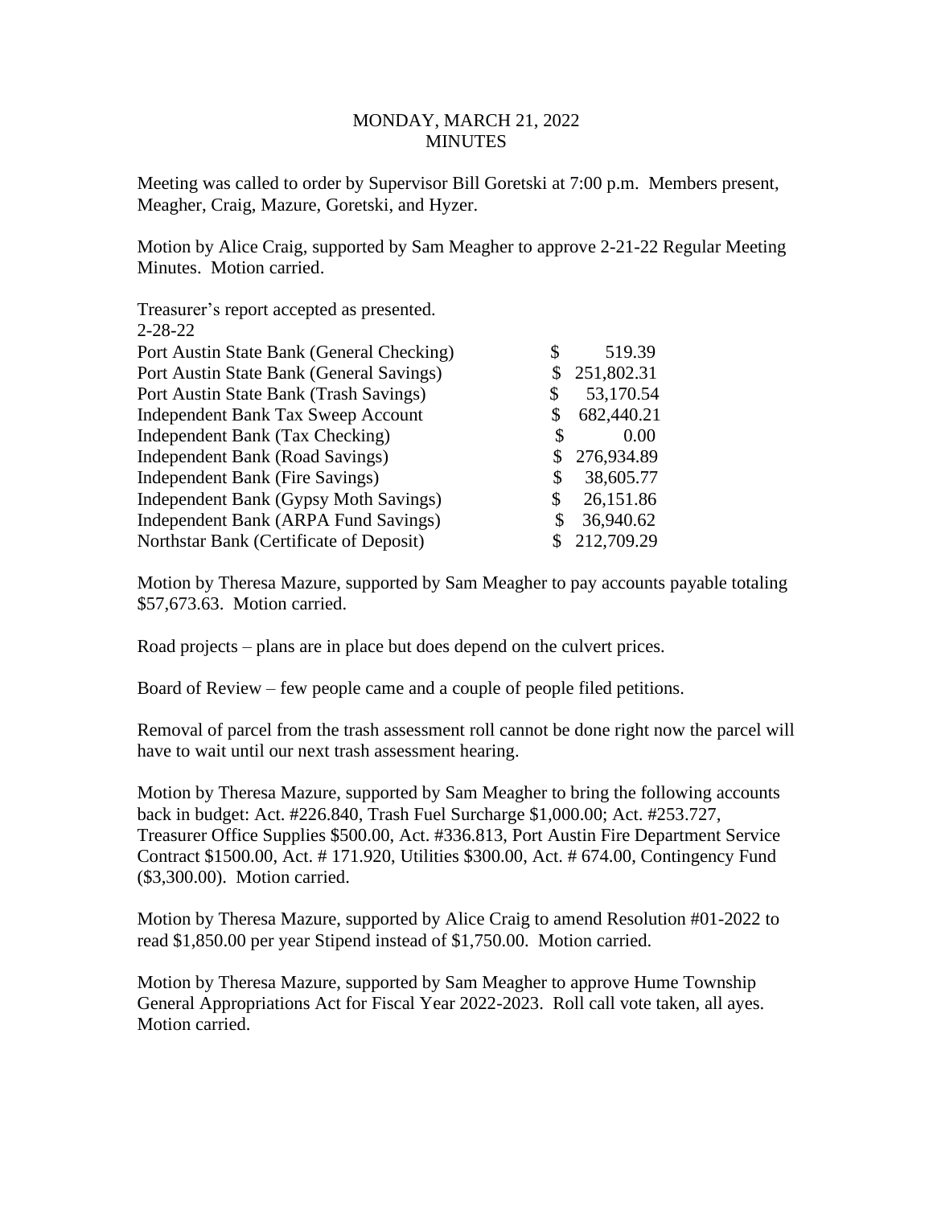MONDAY, MARCH 21, 2022
MINUTES

Meeting was called to order by Supervisor Bill Goretski at 7:00 p.m. Members present, Meagher, Craig, Mazure, Goretski, and Hyzer.

Motion by Alice Craig, supported by Sam Meagher to approve 2-21-22 Regular Meeting Minutes. Motion carried.

Treasurer's report accepted as presented.

| 2-28-22 | |
|---|---|
| Port Austin State Bank (General Checking) | $ 519.39 |
| Port Austin State Bank (General Savings) | $ 251,802.31 |
| Port Austin State Bank (Trash Savings) | $ 53,170.54 |
| Independent Bank Tax Sweep Account | $ 682,440.21 |
| Independent Bank (Tax Checking) | $ 0.00 |
| Independent Bank (Road Savings) | $ 276,934.89 |
| Independent Bank (Fire Savings) | $ 38,605.77 |
| Independent Bank (Gypsy Moth Savings) | $ 26,151.86 |
| Independent Bank (ARPA Fund Savings) | $ 36,940.62 |
| Northstar Bank (Certificate of Deposit) | $ 212,709.29 |

Motion by Theresa Mazure, supported by Sam Meagher to pay accounts payable totaling $57,673.63. Motion carried.

Road projects – plans are in place but does depend on the culvert prices.

Board of Review – few people came and a couple of people filed petitions.

Removal of parcel from the trash assessment roll cannot be done right now the parcel will have to wait until our next trash assessment hearing.

Motion by Theresa Mazure, supported by Sam Meagher to bring the following accounts back in budget: Act. #226.840, Trash Fuel Surcharge $1,000.00; Act. #253.727, Treasurer Office Supplies $500.00, Act. #336.813, Port Austin Fire Department Service Contract $1500.00, Act. # 171.920, Utilities $300.00, Act. # 674.00, Contingency Fund ($3,300.00). Motion carried.

Motion by Theresa Mazure, supported by Alice Craig to amend Resolution #01-2022 to read $1,850.00 per year Stipend instead of $1,750.00. Motion carried.

Motion by Theresa Mazure, supported by Sam Meagher to approve Hume Township General Appropriations Act for Fiscal Year 2022-2023. Roll call vote taken, all ayes. Motion carried.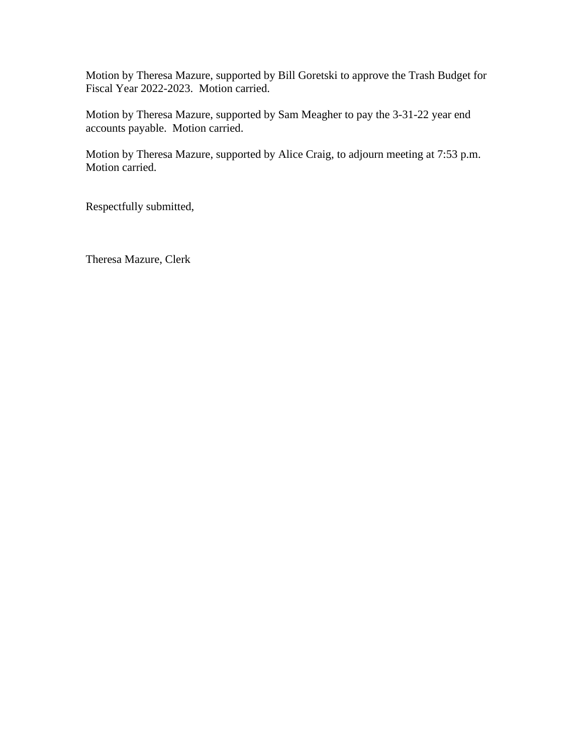Motion by Theresa Mazure, supported by Bill Goretski to approve the Trash Budget for Fiscal Year 2022-2023. Motion carried.

Motion by Theresa Mazure, supported by Sam Meagher to pay the 3-31-22 year end accounts payable. Motion carried.

Motion by Theresa Mazure, supported by Alice Craig, to adjourn meeting at 7:53 p.m. Motion carried.

Respectfully submitted,

Theresa Mazure, Clerk